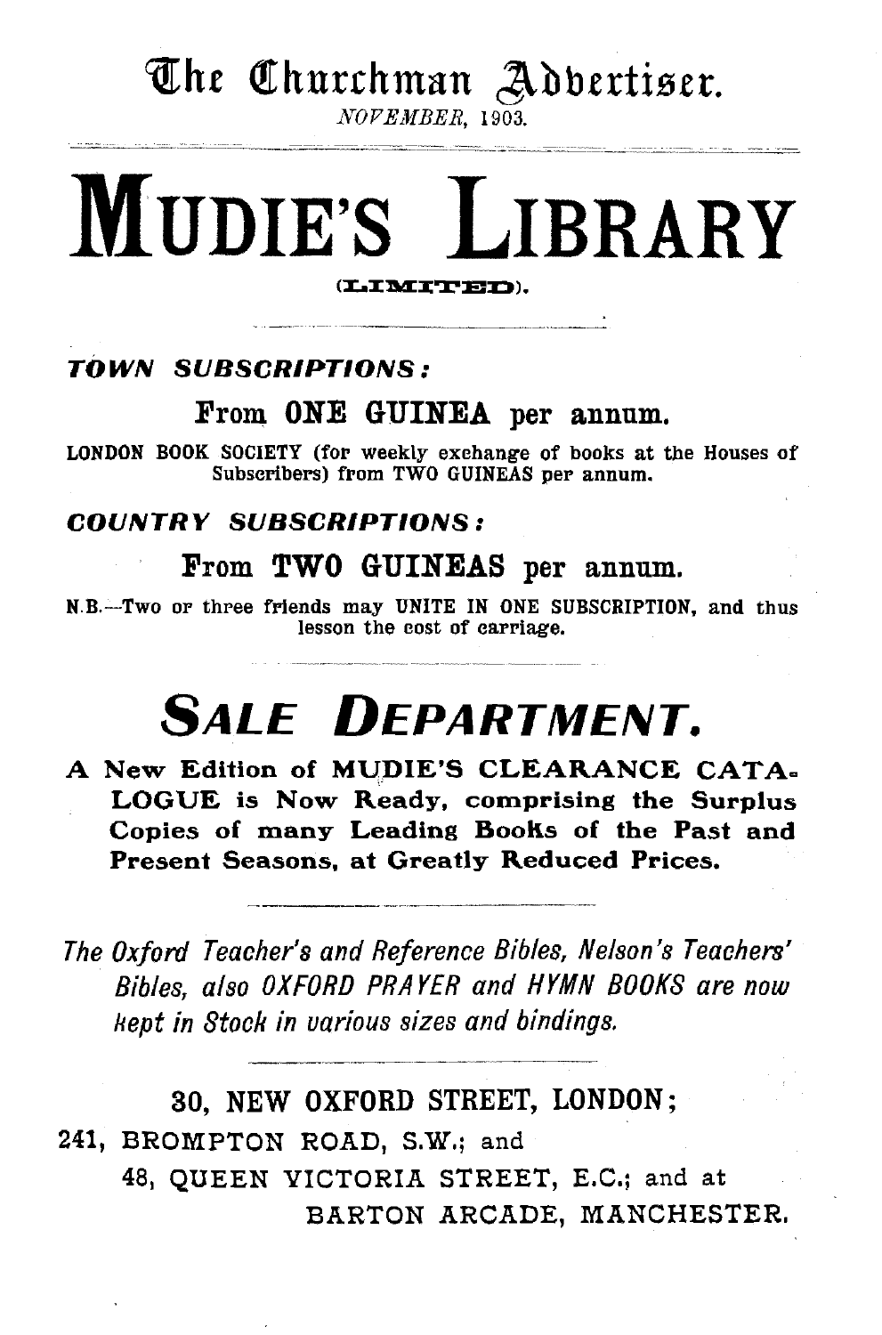The Churchman Advertiser.

*NOVEMBER*, 1903.

# MUDIE'S LIBRARY

(LIMITED).

***TOWN SUBSCRIPTIONS:***

**From ONE GUINEA per annum.**

LONDON BOOK SOCIETY (for weekly exchange of books at the Houses of Subscribers) from TWO GUINEAS per annum.

***COUNTRY SUBSCRIPTIONS:***

**From TWO GUINEAS per annum.**

N.B.—Two or three friends may UNITE IN ONE SUBSCRIPTION, and thus lesson the cost of carriage.

## *SALE DEPARTMENT.*

**A New Edition of MUDIE'S CLEARANCE CATALOGUE is Now Ready, comprising the Surplus Copies of many Leading Books of the Past and Present Seasons, at Greatly Reduced Prices.**

*The Oxford Teacher's and Reference Bibles, Nelson's Teachers' Bibles, also OXFORD PRAYER and HYMN BOOKS are now kept in Stock in various sizes and bindings.*

30, NEW OXFORD STREET, LONDON;
241, BROMPTON ROAD, S.W.; and
48, QUEEN VICTORIA STREET, E.C.; and at
BARTON ARCADE, MANCHESTER.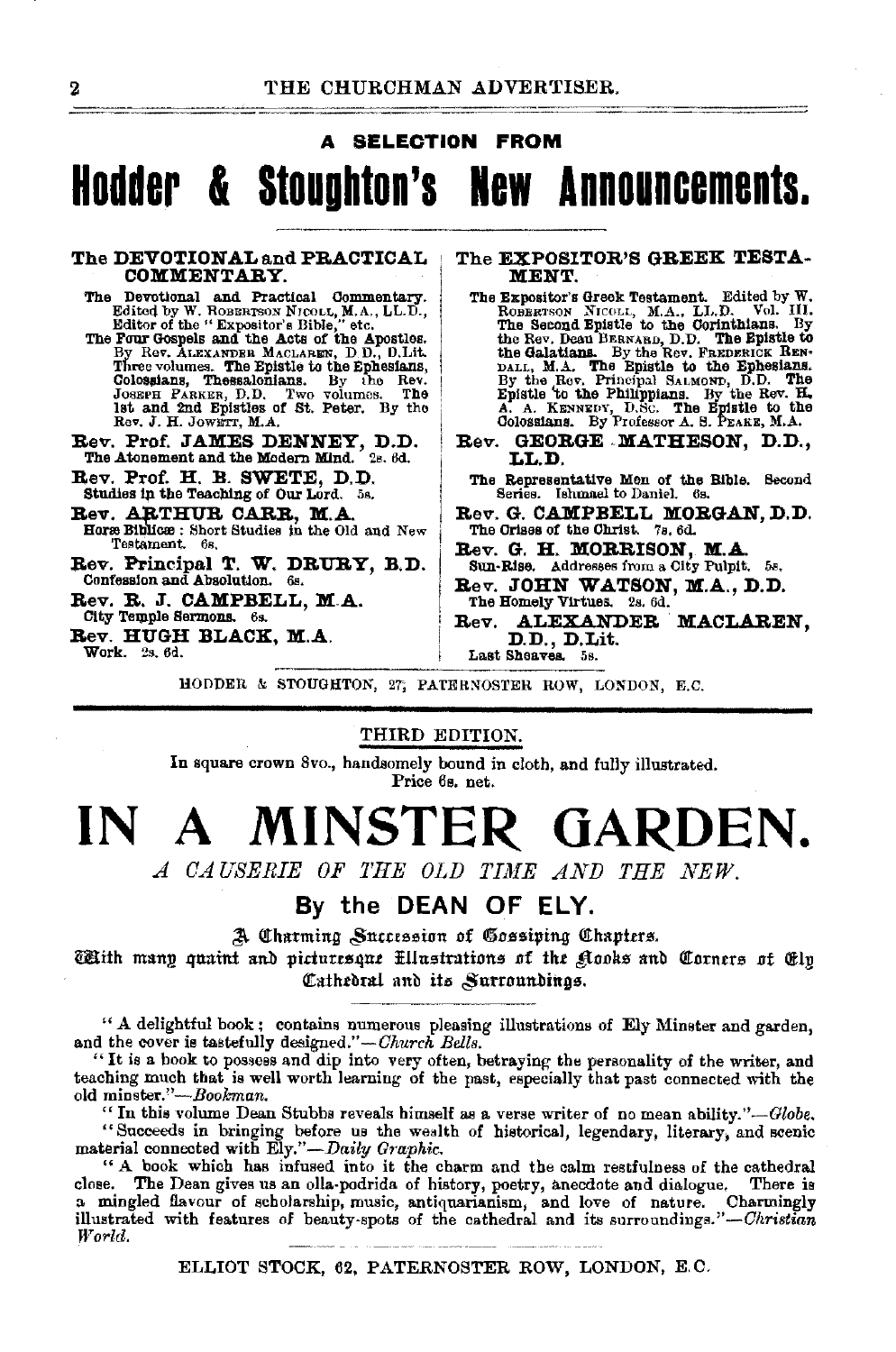A SELECTION FROM

# Hodder & Stoughton's New Announcements.

### The DEVOTIONAL and PRACTICAL COMMENTARY.

The Devotional and Practical Commentary. Edited by W. ROBERTSON NICOLL, M.A., LL.D., Editor of the "Expositor's Bible," etc.
The Four Gospels and the Acts of the Apostles. By Rev. ALEXANDER MACLAREN, D.D., D.Lit. Three volumes. The Epistle to the Ephesians, Colossians, Thessalonians. By the Rev. JOSEPH PARKER, D.D. Two volumes. The 1st and 2nd Epistles of St. Peter. By the Rev. J. H. JOWETT, M.A.

**Rev. Prof. JAMES DENNEY, D.D.**
The Atonement and the Modern Mind. 2s. 6d.

**Rev. Prof. H. B. SWETE, D.D.**
Studies in the Teaching of Our Lord. 5s.

**Rev. ARTHUR CARR, M.A.**
Horæ Biblicæ: Short Studies in the Old and New Testament. 6s.

**Rev. Principal T. W. DRURY, B.D.**
Confession and Absolution. 6s.

**Rev. R. J. CAMPBELL, M.A.**
City Temple Sermons. 6s.

**Rev. HUGH BLACK, M.A.**
Work. 2s. 6d.

### The EXPOSITOR'S GREEK TESTAMENT.

The Expositor's Greek Testament. Edited by W. ROBERTSON NICOLL, M.A., LL.D. Vol. III. The Second Epistle to the Corinthians. By the Rev. Dean BERNARD, D.D. The Epistle to the Galatians. By the Rev. FREDERICK RENDALL, M.A. The Epistle to the Ephesians. By the Rev. Principal SALMOND, D.D. The Epistle to the Philippians. By the Rev. H. A. A. KENNEDY, D.Sc. The Epistle to the Colossians. By Professor A. S. PEAKE, M.A.

**Rev. GEORGE MATHESON, D.D., LL.D.**
The Representative Men of the Bible. Second Series. Ishmael to Daniel. 6s.

**Rev. G. CAMPBELL MORGAN, D.D.**
The Crises of the Christ. 7s. 6d.

**Rev. G. H. MORRISON, M.A.**
Sun-Rise. Addresses from a City Pulpit. 5s.

**Rev. JOHN WATSON, M.A., D.D.**
The Homely Virtues. 2s. 6d.

**Rev. ALEXANDER MACLAREN, D.D., D.Lit.**
Last Sheaves. 5s.

HODDER & STOUGHTON, 27, PATERNOSTER ROW, LONDON, E.C.

---

THIRD EDITION.

In square crown 8vo., handsomely bound in cloth, and fully illustrated.
Price 6s. net.

# IN A MINSTER GARDEN.

*A CAUSERIE OF THE OLD TIME AND THE NEW.*

## By the DEAN OF ELY.

A Charming Succession of Gossiping Chapters.

With many quaint and picturesque Illustrations of the Nooks and Corners of Ely Cathedral and its Surroundings.

"A delightful book; contains numerous pleasing illustrations of Ely Minster and garden, and the cover is tastefully designed."—*Church Bells.*

"It is a book to possess and dip into very often, betraying the personality of the writer, and teaching much that is well worth learning of the past, especially that past connected with the old minster."—*Bookman.*

"In this volume Dean Stubbs reveals himself as a verse writer of no mean ability."—*Globe.*

"Succeeds in bringing before us the wealth of historical, legendary, literary, and scenic material connected with Ely."—*Daily Graphic.*

"A book which has infused into it the charm and the calm restfulness of the cathedral close. The Dean gives us an olla-podrida of history, poetry, anecdote and dialogue. There is a mingled flavour of scholarship, music, antiquarianism, and love of nature. Charmingly illustrated with features of beauty-spots of the cathedral and its surroundings."—*Christian World.*

ELLIOT STOCK, 62, PATERNOSTER ROW, LONDON, E.C.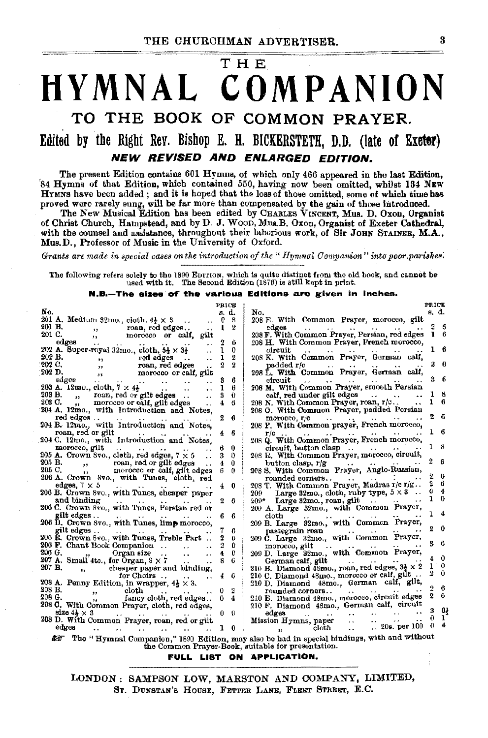# THE HYMNAL COMPANION

## TO THE BOOK OF COMMON PRAYER.

### Edited by the Right Rev. Bishop E. H. BICKERSTETH, D.D. (late of Exeter)

***NEW REVISED AND ENLARGED EDITION.***

The present Edition contains 601 Hymns, of which only 466 appeared in the last Edition, 84 Hymns of that Edition, which contained 550, having now been omitted, whilst 134 New Hymns have been added; and it is hoped that the loss of those omitted, some of which time has proved were rarely sung, will be far more than compensated by the gain of those introduced.

The New Musical Edition has been edited by Charles Vincent, Mus. D. Oxon, Organist of Christ Church, Hampstead, and by D. J. Wood, Mus.B. Oxon, Organist of Exeter Cathedral, with the counsel and assistance, throughout their laborious work, of Sir John Stainer, M.A., Mus.D., Professor of Music in the University of Oxford.

*Grants are made in special cases on the introduction of the "Hymnal Companion" into poor parishes.*

The following refers solely to the 1890 Edition, which is quite distinct from the old book, and cannot be used with it. The Second Edition (1876) is still kept in print.

**N.B.—The sizes of the various Editions are given in inches.**

| No. | | PRICE s. | d. |
|---|---|---|---|
| 201 A. | Medium 32mo., cloth, 4½ × 3 | 0 | 8 |
| 201 B. | " roan, red edges | 1 | 2 |
| 201 C. | " morocco or calf, gilt edges | 2 | 6 |
| 202 A. | Super-royal 32mo., cloth, 5½ × 3½ | 1 | 0 |
| 202 B. | " red edges | 1 | 2 |
| 202 C. | " roan, red edges | 2 | 2 |
| 202 D. | " morocco or calf, gilt edges | 3 | 6 |
| 203 A. | 12mo., cloth, 7 × 4½ | 1 | 6 |
| 203 B. | " roan, red or gilt edges | 3 | 0 |
| 203 C. | " morocco or calf, gilt edges | 4 | 6 |
| 204 A. | 12mo., with Introduction and Notes, red edges | 2 | 6 |
| 204 B. | 12mo., with Introduction and Notes, roan, red or gilt | 4 | 6 |
| 204 C. | 12mo., with Introduction and Notes, morocco, gilt | 6 | 0 |
| 205 A. | Crown 8vo., cloth, red edges, 7 × 5 | 3 | 0 |
| 205 B. | " roan, red or gilt edges | 4 | 0 |
| 205 C. | " morocco or calf, gilt edges | 6 | 0 |
| 206 A. | Crown 8vo., with Tunes, cloth, red edges, 7 × 5 | 4 | 0 |
| 206 B. | Crown 8vo., with Tunes, cheaper paper and binding | 2 | 6 |
| 206 C. | Crown 8vo., with Tunes, Persian red or gilt edges | 6 | 6 |
| 206 D. | Crown 8vo., with Tunes, limp morocco, gilt edges | 7 | 6 |
| 206 E. | Crown 8vo., with Tunes, Treble Part | 2 | 0 |
| 206 F. | Chant Book Companion | 2 | 0 |
| 206 G. | " Organ size | 4 | 0 |
| 207 A. | Small 4to., for Organ, 8 × 7 | 8 | 6 |
| 207 B. | " cheaper paper and binding, for Choirs | 4 | 6 |
| 208 A. | Penny Edition, in wrapper, 4½ × 3. | | |
| 208 B. | " cloth | 0 | 2 |
| 208 G. | " fancy cloth, red edges | 0 | 4 |
| 208 C. | With Common Prayer, cloth, red edges, size 4½ × 3 | 0 | 9 |
| 208 D. | With Common Prayer, roan, red or gilt edges | 1 | 0 |
| 208 E. | With Common Prayer, morocco, gilt edges | 2 | 6 |
| 208 F. | With Common Prayer, Persian, red edges | 1 | 6 |
| 208 H. | With Common Prayer, French morocco, circuit | 1 | 6 |
| 208 K. | With Common Prayer, German calf, padded r/c | 3 | 0 |
| 208 L. | With Common Prayer, German calf, circuit | 3 | 6 |
| 208 M. | With Common Prayer, smooth Persian calf, red under gilt edges | 1 | 8 |
| 208 N. | With Common Prayer, roan, r/c | 1 | 6 |
| 208 O. | With Common Prayer, padded Persian morocco, r/c | 2 | 6 |
| 208 P. | With Common prayer, French morocco, r/c | 1 | 6 |
| 208 Q. | With Common Prayer, French morocco, circuit, button clasp | 1 | 8 |
| 208 R. | With Common Prayer, morocco, circuit, button clasp, r/g | 2 | 6 |
| 208 S. | With Common Prayer, Anglo-Russian, rounded corners | 2 | 0 |
| 208 T. | With Common Prayer, Madras r/c r/g | 2 | 6 |
| 209 | Large 32mo., cloth, ruby type, 5 × 3 | 0 | 4 |
| 209* | Large 32mo., roan, gilt | 1 | 0 |
| 209 A. | Large 32mo., with Common Prayer, cloth | 1 | 4 |
| 209 B. | Large 32mo., with Common Prayer, pastegrain roan | 2 | 0 |
| 209 C. | Large 32mo., with Common Prayer, morocco, gilt | 3 | 6 |
| 209 D. | Large 32mo., with Common Prayer, German calf, gilt | 4 | 0 |
| 210 B. | Diamond 48mo., roan, red edges, 3½ × 2 | 1 | 0 |
| 210 C. | Diamond 48mo., morocco or calf, gilt | 2 | 0 |
| 210 D. | Diamond 48mo., German calf, gilt, rounded corners | 2 | 6 |
| 210 E. | Diamond 48mo., morocco, circuit edges | 2 | 6 |
| 210 F. | Diamond 48mo., German calf, circuit edges | 3 | 0½ |
| | Mission Hymns, paper | 0 | 1 |
| | " cloth .. 20s. per 100 | 0 | 4 |

☞ The "Hymnal Companion," 1890 Edition, may also be had in special bindings, with and without the Common Prayer-Book, suitable for presentation.

**FULL LIST ON APPLICATION.**

LONDON: SAMPSON LOW, MARSTON AND COMPANY, LIMITED,
St. Dunstan's House, Fetter Lane, Fleet Street, E.C.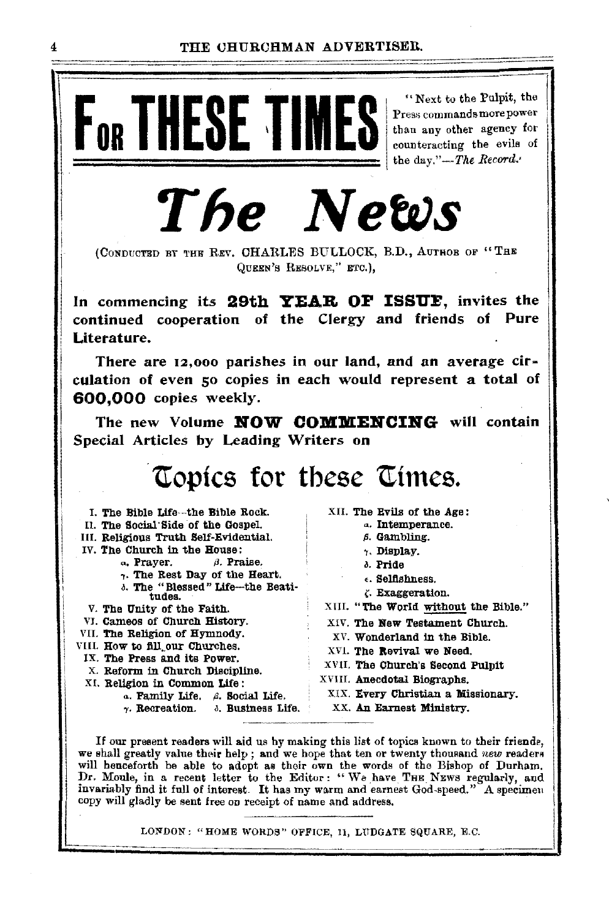# FOR THESE TIMES

"Next to the Pulpit, the Press commands more power than any other agency for counteracting the evils of the day."—*The Record.*

# *The News*

(CONDUCTED BY THE REV. CHARLES BULLOCK, B.D., AUTHOR OF "THE QUEEN'S RESOLVE," ETC.),

**In commencing its 29th YEAR OF ISSUE, invites the continued cooperation of the Clergy and friends of Pure Literature.**

**There are 12,000 parishes in our land, and an average circulation of even 50 copies in each would represent a total of 600,000 copies weekly.**

**The new Volume NOW COMMENCING will contain Special Articles by Leading Writers on**

## Topics for these Times.

- I. The Bible Life—the Bible Rock.
- II. The Social Side of the Gospel.
- III. Religious Truth Self-Evidential.
- IV. The Church in the House:
  - α. Prayer.
  - β. Praise.
  - γ. The Rest Day of the Heart.
  - δ. The "Blessed" Life—the Beatitudes.
- V. The Unity of the Faith.
- VI. Cameos of Church History.
- VII. The Religion of Hymnody.
- VIII. How to fill our Churches.
- IX. The Press and its Power.
- X. Reform in Church Discipline.
- XI. Religion in Common Life:
  - α. Family Life.
  - β. Social Life.
  - γ. Recreation.
  - δ. Business Life.
- XII. The Evils of the Age:
  - α. Intemperance.
  - β. Gambling.
  - γ. Display.
  - δ. Pride
  - ε. Selfishness.
  - ζ. Exaggeration.
- XIII. "The World without the Bible."
- XIV. The New Testament Church.
- XV. Wonderland in the Bible.
- XVI. The Revival we Need.
- XVII. The Church's Second Pulpit
- XVIII. Anecdotal Biographs.
- XIX. Every Christian a Missionary.
- XX. An Earnest Ministry.

If our present readers will aid us by making this list of topics known to their friends, we shall greatly value their help; and we hope that ten or twenty thousand *new* readers will henceforth be able to adopt as their own the words of the Bishop of Durham, Dr. Moule, in a recent letter to the Editor: "We have THE NEWS regularly, and invariably find it full of interest. It has my warm and earnest God-speed." A specimen copy will gladly be sent free on receipt of name and address.

LONDON: "HOME WORDS" OFFICE, 11, LUDGATE SQUARE, E.C.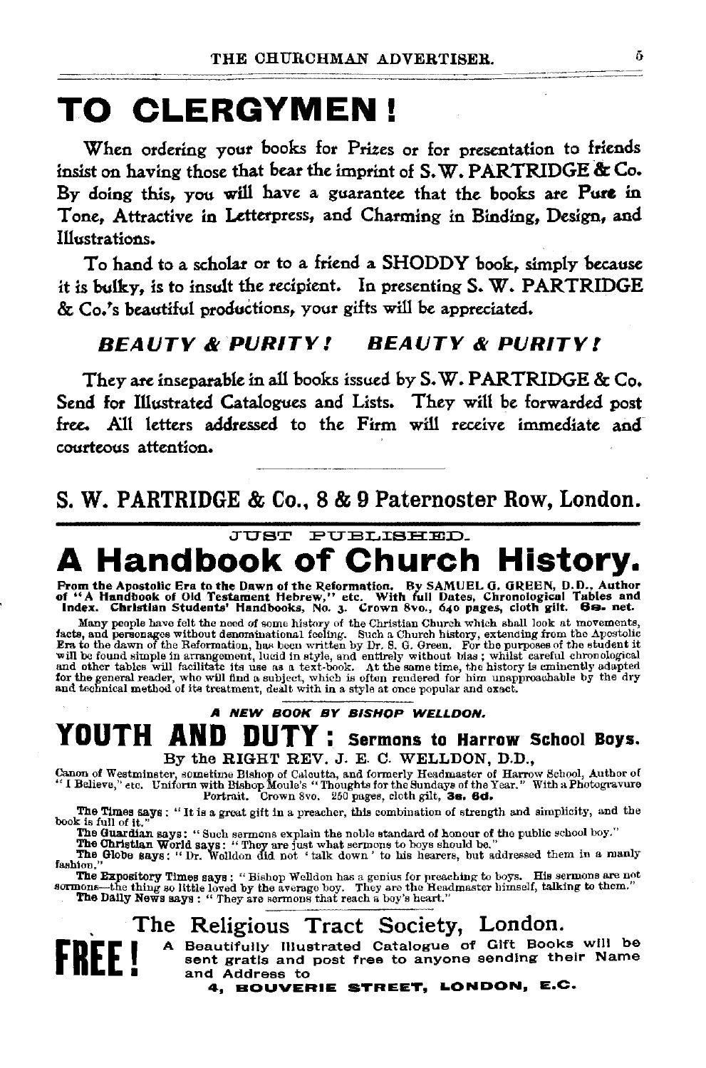# TO CLERGYMEN!

When ordering your books for Prizes or for presentation to friends insist on having those that bear the imprint of S. W. PARTRIDGE & Co. By doing this, you will have a guarantee that the books are **Pure** in Tone, Attractive in Letterpress, and Charming in Binding, Design, and Illustrations.

To hand to a scholar or to a friend a SHODDY book, simply because it is bulky, is to insult the recipient. In presenting S. W. PARTRIDGE & Co.'s beautiful productions, your gifts will be appreciated.

***BEAUTY & PURITY! BEAUTY & PURITY!***

They are inseparable in all books issued by S. W. PARTRIDGE & Co. Send for Illustrated Catalogues and Lists. They will be forwarded post free. All letters addressed to the Firm will receive immediate and courteous attention.

## S. W. PARTRIDGE & Co., 8 & 9 Paternoster Row, London.

---

JUST PUBLISHED.

# A Handbook of Church History.

**From the Apostolic Era to the Dawn of the Reformation. By SAMUEL G. GREEN, D.D., Author of "A Handbook of Old Testament Hebrew," etc. With full Dates, Chronological Tables and Index. Christian Students' Handbooks, No. 3. Crown 8vo., 640 pages, cloth gilt. 6s. net.**

Many people have felt the need of some history of the Christian Church which shall look at movements, facts, and personages without denominational feeling. Such a Church history, extending from the Apostolic Era to the dawn of the Reformation, has been written by Dr. S. G. Green. For the purposes of the student it will be found simple in arrangement, lucid in style, and entirely without bias; whilst careful chronological and other tables will facilitate its use as a text-book. At the same time, the history is eminently adapted for the general reader, who will find a subject, which is often rendered for him unapproachable by the dry and technical method of its treatment, dealt with in a style at once popular and exact.

***A NEW BOOK BY BISHOP WELLDON.***

# YOUTH AND DUTY: Sermons to Harrow School Boys.

By the RIGHT REV. J. E. C. WELLDON, D.D.,

Canon of Westminster, sometime Bishop of Calcutta, and formerly Headmaster of Harrow School, Author of "I Believe," etc. Uniform with Bishop Moule's "Thoughts for the Sundays of the Year." With a Photogravure Portrait. Crown 8vo. 250 pages, cloth gilt, **3s. 6d.**

**The Times says**: "It is a great gift in a preacher, this combination of strength and simplicity, and the book is full of it."

**The Guardian says**: "Such sermons explain the noble standard of honour of the public school boy."

**The Christian World says**: "They are just what sermons to boys should be."

**The Globe says**: "Dr. Welldon did not 'talk down' to his hearers, but addressed them in a manly fashion."

**The Expository Times says**: "Bishop Welldon has a genius for preaching to boys. His sermons are not sermons—the thing so little loved by the average boy. They are the Headmaster himself, talking to them."

**The Daily News says**: "They are sermons that reach a boy's heart."

## The Religious Tract Society, London.

**FREE!** A Beautifully Illustrated Catalogue of Gift Books will be sent gratis and post free to anyone sending their Name and Address to

**4, BOUVERIE STREET, LONDON, E.C.**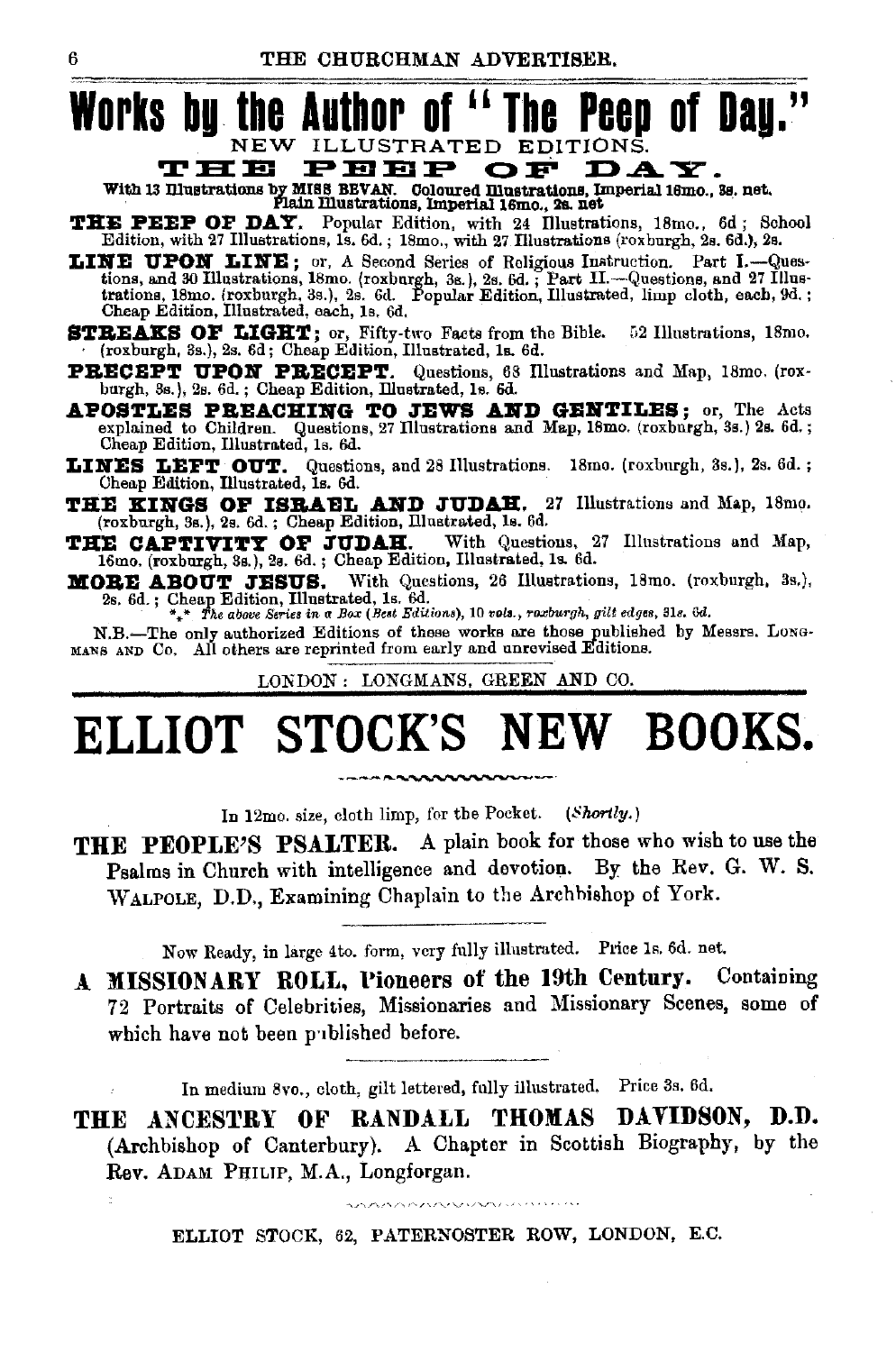# Works by the Author of "The Peep of Day."

NEW ILLUSTRATED EDITIONS.

## THE PEEP OF DAY.

With 13 Illustrations by MISS BEVAN. Coloured Illustrations, Imperial 16mo., 3s. net. Plain Illustrations, Imperial 16mo., 2s. net

**THE PEEP OF DAY.** Popular Edition, with 24 Illustrations, 18mo., 6d; School Edition, with 27 Illustrations, 1s. 6d.; 18mo., with 27 Illustrations (roxburgh, 2s. 6d.), 2s.

**LINE UPON LINE;** or, A Second Series of Religious Instruction. Part I.—Questions, and 30 Illustrations, 18mo. (roxburgh, 3s.), 2s. 6d.; Part II.—Questions, and 27 Illustrations, 18mo. (roxburgh, 3s.), 2s. 6d. Popular Edition, Illustrated, limp cloth, each, 9d.; Cheap Edition, Illustrated, each, 1s. 6d.

**STREAKS OF LIGHT;** or, Fifty-two Facts from the Bible. 52 Illustrations, 18mo. (roxburgh, 3s.), 2s. 6d; Cheap Edition, Illustrated, 1s. 6d.

**PRECEPT UPON PRECEPT.** Questions, 68 Illustrations and Map, 18mo. (roxburgh, 3s.), 2s. 6d.; Cheap Edition, Illustrated, 1s. 6d.

**APOSTLES PREACHING TO JEWS AND GENTILES;** or, The Acts explained to Children. Questions, 27 Illustrations and Map, 18mo. (roxburgh, 3s.) 2s. 6d.; Cheap Edition, Illustrated, 1s. 6d.

**LINES LEFT OUT.** Questions, and 28 Illustrations. 18mo. (roxburgh, 3s.), 2s. 6d.; Cheap Edition, Illustrated, 1s. 6d.

**THE KINGS OF ISRAEL AND JUDAH.** 27 Illustrations and Map, 18mo. (roxburgh, 3s.), 2s. 6d.; Cheap Edition, Illustrated, 1s. 6d.

**THE CAPTIVITY OF JUDAH.** With Questions, 27 Illustrations and Map, 16mo. (roxburgh, 3s.), 2s. 6d.; Cheap Edition, Illustrated, 1s. 6d.

**MORE ABOUT JESUS.** With Questions, 26 Illustrations, 18mo. (roxburgh, 3s.), 2s. 6d.; Cheap Edition, Illustrated, 1s. 6d.

\*\*\* *The above Series in a Box (Best Editions), 10 vols., roxburgh, gilt edges, 31s. 6d.*

N.B.—The only authorized Editions of these works are those published by Messrs. LONGMANS AND Co. All others are reprinted from early and unrevised Editions.

LONDON: LONGMANS, GREEN AND CO.

---

# ELLIOT STOCK'S NEW BOOKS.

In 12mo. size, cloth limp, for the Pocket. (*Shortly.*)

**THE PEOPLE'S PSALTER.** A plain book for those who wish to use the Psalms in Church with intelligence and devotion. By the Rev. G. W. S. WALPOLE, D.D., Examining Chaplain to the Archbishop of York.

---

Now Ready, in large 4to. form, very fully illustrated. Price 1s. 6d. net.

**A MISSIONARY ROLL, Pioneers of the 19th Century.** Containing 72 Portraits of Celebrities, Missionaries and Missionary Scenes, some of which have not been published before.

---

In medium 8vo., cloth, gilt lettered, fully illustrated. Price 3s. 6d.

**THE ANCESTRY OF RANDALL THOMAS DAVIDSON, D.D.** (Archbishop of Canterbury). A Chapter in Scottish Biography, by the Rev. ADAM PHILIP, M.A., Longforgan.

ELLIOT STOCK, 62, PATERNOSTER ROW, LONDON, E.C.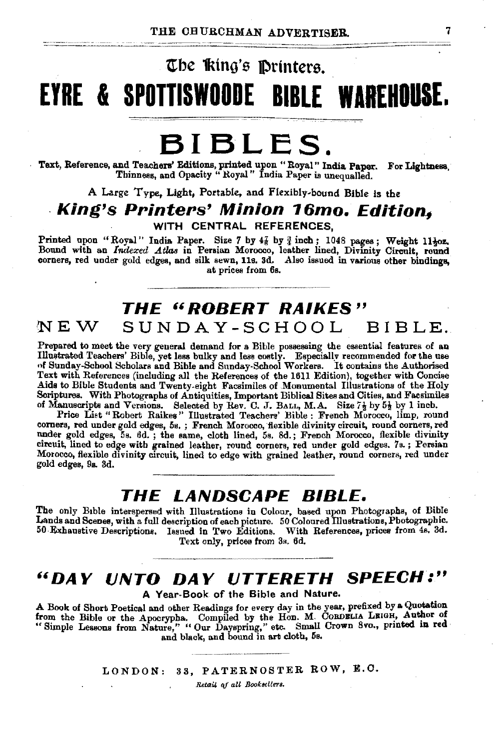## The King's Printers.

# EYRE & SPOTTISWOODE BIBLE WAREHOUSE.

# BIBLES.

**Text, Reference, and Teachers' Editions, printed upon "Royal" India Paper. For Lightness, Thinness, and Opacity "Royal" India Paper is unequalled.**

A Large Type, Light, Portable, and Flexibly-bound Bible is the

## *King's Printers' Minion 16mo. Edition,*

WITH CENTRAL REFERENCES,

Printed upon "Royal" India Paper. Size 7 by 4⅞ by ⅞ inch; 1048 pages; Weight 11½oz. Bound with an *Indexed Atlas* in Persian Morocco, leather lined, Divinity Circuit, round corners, red under gold edges, and silk sewn, **11s. 3d.** Also issued in various other bindings, at prices from 6s.

## *THE "ROBERT RAIKES"*
## NEW SUNDAY-SCHOOL BIBLE.

Prepared to meet the very general demand for a Bible possessing the essential features of an Illustrated Teachers' Bible, yet less bulky and less costly. Especially recommended for the use of Sunday-School Scholars and Bible and Sunday-School Workers. It contains the Authorised Text with References (including all the References of the 1611 Edition), together with Concise Aids to Bible Students and Twenty-eight Facsimiles of Monumental Illustrations of the Holy Scriptures. With Photographs of Antiquities, Important Biblical Sites and Cities, and Facsimiles of Manuscripts and Versions. Selected by Rev. C. J. Ball, M.A. Size 7½ by 5½ by 1 inch.

Price List "Robert Raikes" Illustrated Teachers' Bible: French Morocco, limp, round corners, red under gold edges, 5s.; French Morocco, flexible divinity circuit, round corners, red under gold edges, 5s. 6d.; the same, cloth lined, 5s. 8d.; French Morocco, flexible divinity circuit, lined to edge with grained leather, round corners, red under gold edges, 7s.; Persian Morocco, flexible divinity circuit, lined to edge with grained leather, round corners, red under gold edges, 9s. 3d.

## *THE LANDSCAPE BIBLE.*

The only Bible interspersed with Illustrations in Colour, based upon Photographs, of Bible Lands and Scenes, with a full description of each picture. 50 Coloured Illustrations, Photographic. 50 Exhaustive Descriptions. Issued in Two Editions. With References, prices from 4s. 3d. Text only, prices from 3s. 6d.

## *"DAY UNTO DAY UTTERETH SPEECH:"*

A Year-Book of the Bible and Nature.

A Book of Short Poetical and other Readings for every day in the year, prefixed by a Quotation from the Bible or the Apocrypha. Compiled by the Hon. M. Cordelia Leigh, Author of "Simple Lessons from Nature," "Our Dayspring," etc. Small Crown 8vo., printed in red and black, and bound in art cloth, 5s.

LONDON: 33, PATERNOSTER ROW, E.C.

*Retail of all Booksellers.*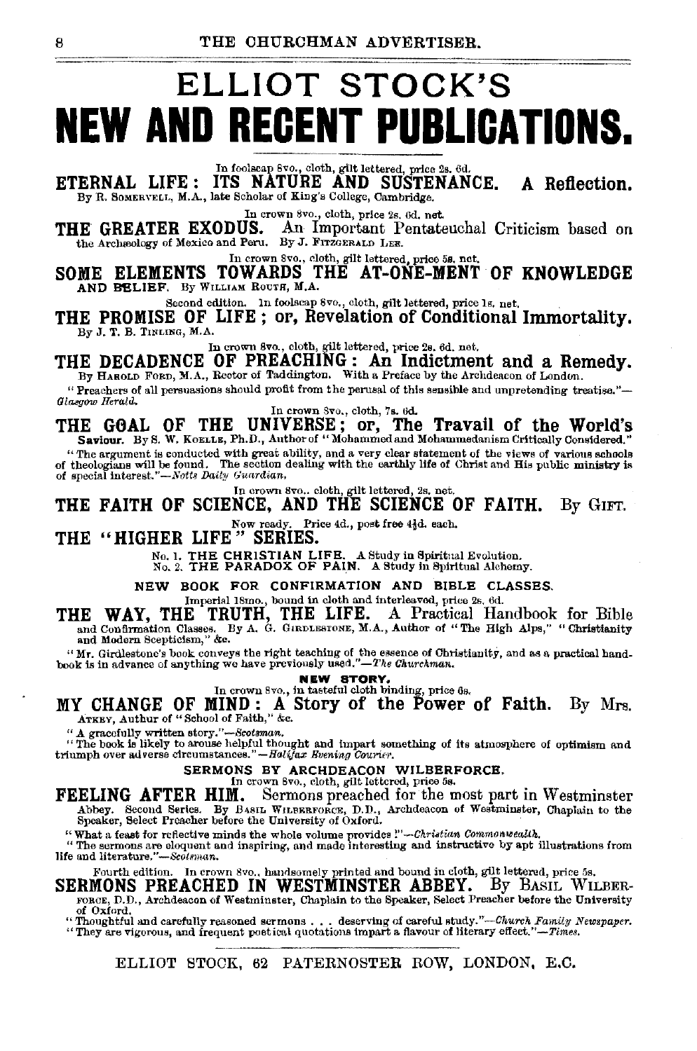# ELLIOT STOCK'S

# NEW AND RECENT PUBLICATIONS.

In foolscap 8vo., cloth, gilt lettered, price 2s. 6d.

**ETERNAL LIFE: ITS NATURE AND SUSTENANCE. A Reflection.**
By R. SOMERVELL, M.A., late Scholar of King's College, Cambridge.

In crown 8vo., cloth, price 2s. 6d. net.

**THE GREATER EXODUS.** An Important Pentateuchal Criticism based on the Archæology of Mexico and Peru. By J. FITZGERALD LEE.

In crown 8vo., cloth, gilt lettered, price 5s. net.

**SOME ELEMENTS TOWARDS THE AT-ONE-MENT OF KNOWLEDGE AND BELIEF.** By WILLIAM ROUTH, M.A.

Second edition. In foolscap 8vo., cloth, gilt lettered, price 1s. net.

**THE PROMISE OF LIFE; or, Revelation of Conditional Immortality.**
By J. T. B. TINLING, M.A.

In crown 8vo., cloth, gilt lettered, price 2s. 6d. net.

**THE DECADENCE OF PREACHING: An Indictment and a Remedy.**
By HAROLD FORD, M.A., Rector of Taddington. With a Preface by the Archdeacon of London.

"Preachers of all persuasions should profit from the perusal of this sensible and unpretending treatise."—*Glasgow Herald.*

In crown 8vo., cloth, 7s. 6d.

**THE GOAL OF THE UNIVERSE; or, The Travail of the World's Saviour.** By S. W. KOELLE, Ph.D., Author of "Mohammed and Mohammedanism Critically Considered."

"The argument is conducted with great ability, and a very clear statement of the views of various schools of theologians will be found. The section dealing with the earthly life of Christ and His public ministry is of special interest."—*Notts Daily Guardian.*

In crown 8vo., cloth, gilt lettered, 2s. net.

**THE FAITH OF SCIENCE, AND THE SCIENCE OF FAITH.** By GIFT.

Now ready. Price 4d., post free 4½d. each.

**THE "HIGHER LIFE" SERIES.**

No. 1. **THE CHRISTIAN LIFE.** A Study in Spiritual Evolution.
No. 2. **THE PARADOX OF PAIN.** A Study in Spiritual Alchemy.

**NEW BOOK FOR CONFIRMATION AND BIBLE CLASSES.**

Imperial 18mo., bound in cloth and interleaved, price 2s. 6d.

**THE WAY, THE TRUTH, THE LIFE.** A Practical Handbook for Bible and Confirmation Classes. By A. G. GIRDLESTONE, M.A., Author of "The High Alps," "Christianity and Modern Scepticism," &c.

"Mr. Girdlestone's book conveys the right teaching of the essence of Christianity, and as a practical handbook is in advance of anything we have previously used."—*The Churchman.*

**NEW STORY.**

In crown 8vo., in tasteful cloth binding, price 6s.

**MY CHANGE OF MIND: A Story of the Power of Faith.** By Mrs. ATKEY, Author of "School of Faith," &c.

"A gracefully written story."—*Scotsman.*
"The book is likely to arouse helpful thought and impart something of its atmosphere of optimism and triumph over adverse circumstances."—*Halifax Evening Courier.*

**SERMONS BY ARCHDEACON WILBERFORCE.**

In crown 8vo., cloth, gilt lettered, price 5s.

**FEELING AFTER HIM.** Sermons preached for the most part in Westminster Abbey. Second Series. By BASIL WILBERFORCE, D.D., Archdeacon of Westminster, Chaplain to the Speaker, Select Preacher before the University of Oxford.

"What a feast for reflective minds the whole volume provides!"—*Christian Commonwealth.*
"The sermons are eloquent and inspiring, and made interesting and instructive by apt illustrations from life and literature."—*Scotsman.*

Fourth edition. In crown 8vo., handsomely printed and bound in cloth, gilt lettered, price 5s.

**SERMONS PREACHED IN WESTMINSTER ABBEY.** By BASIL WILBERFORCE, D.D., Archdeacon of Westminster, Chaplain to the Speaker, Select Preacher before the University of Oxford.

"Thoughtful and carefully reasoned sermons . . . deserving of careful study."—*Church Family Newspaper.*
"They are vigorous, and frequent poetical quotations impart a flavour of literary effect."—*Times.*

ELLIOT STOCK, 62 PATERNOSTER ROW, LONDON, E.C.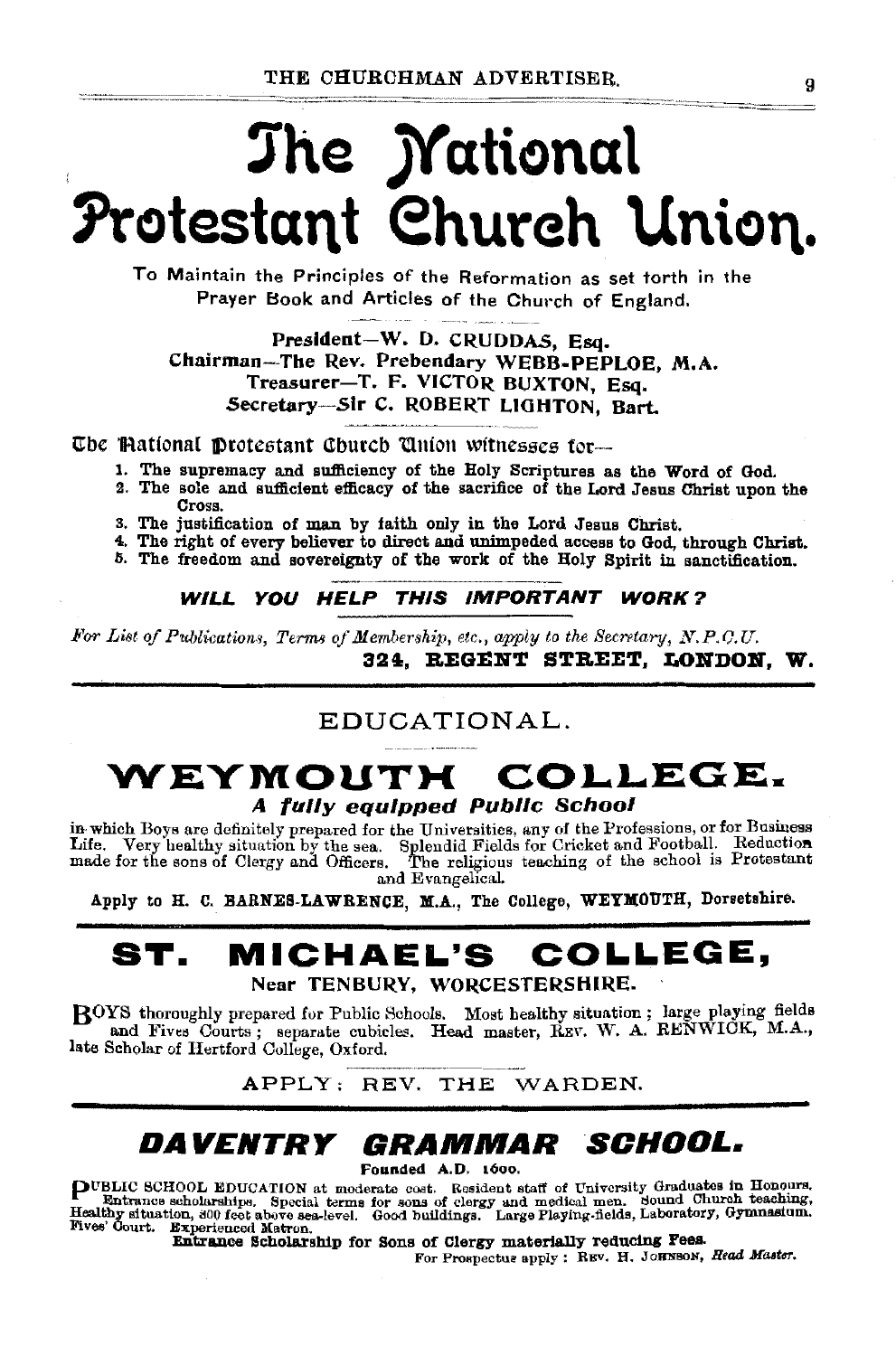# The National Protestant Church Union.

To Maintain the Principles of the Reformation as set forth in the Prayer Book and Articles of the Church of England.

**President—W. D. CRUDDAS, Esq.**
**Chairman—The Rev. Prebendary WEBB-PEPLOE, M.A.**
**Treasurer—T. F. VICTOR BUXTON, Esq.**
**Secretary—Sir C. ROBERT LIGHTON, Bart.**

The National Protestant Church Union witnesses for—

1. **The supremacy and sufficiency of the Holy Scriptures as the Word of God.**
2. **The sole and sufficient efficacy of the sacrifice of the Lord Jesus Christ upon the Cross.**
3. **The justification of man by faith only in the Lord Jesus Christ.**
4. **The right of every believer to direct and unimpeded access to God, through Christ.**
5. **The freedom and sovereignty of the work of the Holy Spirit in sanctification.**

***WILL YOU HELP THIS IMPORTANT WORK?***

*For List of Publications, Terms of Membership, etc., apply to the Secretary, N.P.C.U.*
**324, REGENT STREET, LONDON, W.**

---

## EDUCATIONAL.

## WEYMOUTH COLLEGE.

***A fully equipped Public School***

in which Boys are definitely prepared for the Universities, any of the Professions, or for Business Life. Very healthy situation by the sea. Splendid Fields for Cricket and Football. Reduction made for the sons of Clergy and Officers. The religious teaching of the school is Protestant and Evangelical.

**Apply to H. C. BARNES-LAWRENCE, M.A., The College, WEYMOUTH, Dorsetshire.**

---

## ST. MICHAEL'S COLLEGE,

**Near TENBURY, WORCESTERSHIRE.**

BOYS thoroughly prepared for Public Schools. Most healthy situation; large playing fields and Fives Courts; separate cubicles. Head master, REV. W. A. RENWICK, M.A., late Scholar of Hertford College, Oxford.

APPLY: REV. THE WARDEN.

---

## DAVENTRY GRAMMAR SCHOOL.

**Founded A.D. 1600.**

PUBLIC SCHOOL EDUCATION at moderate cost. Resident staff of University Graduates in Honours. Entrance scholarships. Special terms for sons of clergy and medical men. Sound Church teaching. Healthy situation, 800 feet above sea-level. Good buildings. Large Playing-fields, Laboratory, Gymnasium. Fives' Court. Experienced Matron.

**Entrance Scholarship for Sons of Clergy materially reducing Fees.**

For Prospectus apply: REV. H. JOHNSON, *Head Master.*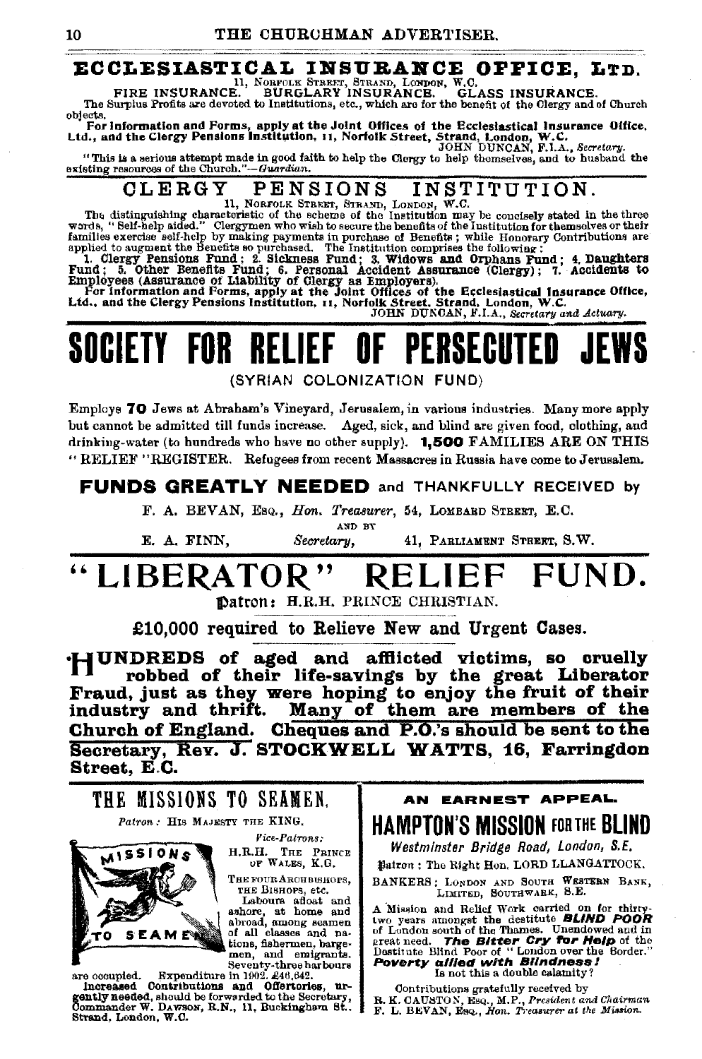## ECCLESIASTICAL INSURANCE OFFICE, LTD.

11, NORFOLK STREET, STRAND, LONDON, W.C.

FIRE INSURANCE. BURGLARY INSURANCE. GLASS INSURANCE.

The Surplus Profits are devoted to Institutions, etc., which are for the benefit of the Clergy and of Church objects.

**For Information and Forms, apply at the Joint Offices of the Ecclesiastical Insurance Office, Ltd., and the Clergy Pensions Institution, 11, Norfolk Street, Strand, London, W.C.**

JOHN DUNCAN, F.I.A., *Secretary.*

"This is a serious attempt made in good faith to help the Clergy to help themselves, and to husband the existing resources of the Church."—*Guardian.*

## CLERGY PENSIONS INSTITUTION.

11, NORFOLK STREET, STRAND, LONDON, W.C.

The distinguishing characteristic of the scheme of the Institution may be concisely stated in the three words, "Self-help aided." Clergymen who wish to secure the benefits of the Institution for themselves or their families exercise self-help by making payments in purchase of Benefits; while Honorary Contributions are applied to augment the Benefits so purchased. The Institution comprises the following:

**1. Clergy Pensions Fund; 2. Sickness Fund; 3. Widows and Orphans Fund; 4. Daughters Fund; 5. Other Benefits Fund; 6. Personal Accident Assurance (Clergy); 7. Accidents to Employees (Assurance of Liability of Clergy as Employers).**

**For Information and Forms, apply at the Joint Offices of the Ecclesiastical Insurance Office, Ltd., and the Clergy Pensions Institution, 11, Norfolk Street, Strand, London, W.C.**

JOHN DUNCAN, F.I.A., *Secretary and Actuary.*

# SOCIETY FOR RELIEF OF PERSECUTED JEWS

(SYRIAN COLONIZATION FUND)

Employs **70** Jews at Abraham's Vineyard, Jerusalem, in various industries. Many more apply but cannot be admitted till funds increase. Aged, sick, and blind are given food, clothing, and drinking-water (to hundreds who have no other supply). **1,500** FAMILIES ARE ON THIS "RELIEF" REGISTER. Refugees from recent Massacres in Russia have come to Jerusalem.

**FUNDS GREATLY NEEDED** and THANKFULLY RECEIVED by

F. A. BEVAN, ESQ., *Hon. Treasurer*, 54, LOMBARD STREET, E.C.

AND BY

E. A. FINN, *Secretary*, 41, PARLIAMENT STREET, S.W.

# "LIBERATOR" RELIEF FUND.

**Patron: H.R.H. PRINCE CHRISTIAN.**

**£10,000 required to Relieve New and Urgent Cases.**

**HUNDREDS of aged and afflicted victims, so cruelly robbed of their life-savings by the great Liberator Fraud, just as they were hoping to enjoy the fruit of their industry and thrift. Many of them are members of the Church of England. Cheques and P.O.'s should be sent to the Secretary, Rev. J. STOCKWELL WATTS, 16, Farringdon Street, E.C.**

## THE MISSIONS TO SEAMEN.

*Patron:* HIS MAJESTY THE KING.

*Vice-Patrons:*
H.R.H. THE PRINCE OF WALES, K.G.
THE FOUR ARCHBISHOPS, THE BISHOPS, etc.

MISSIONS TO SEAMEN

Labours afloat and ashore, at home and abroad, among seamen of all classes and nations, fishermen, bargemen, and emigrants. Seventy-three harbours are occupied. Expenditure in 1902, £46,642.

**Increased Contributions and Offertories, urgently needed,** should be forwarded to the Secretary, Commander W. DAWSON, R.N., 11, Buckingham St., Strand, London, W.C.

**AN EARNEST APPEAL.**

## HAMPTON'S MISSION FOR THE BLIND

*Westminster Bridge Road, London, S.E.*

**Patron:** The Right Hon. LORD LLANGATTOCK.

BANKERS: LONDON AND SOUTH WESTERN BANK, LIMITED, SOUTHWARK, S.E.

A Mission and Relief Work carried on for thirty-two years amongst the destitute ***BLIND POOR*** of London south of the Thames. Unendowed and in great need. ***The Bitter Cry for Help*** of the Destitute Blind Poor of "London over the Border." ***Poverty allied with Blindness!*** Is not this a double calamity?

Contributions gratefully received by
R. K. CAUSTON, ESQ., M.P., *President and Chairman*
F. L. BEVAN, ESQ., *Hon. Treasurer at the Mission.*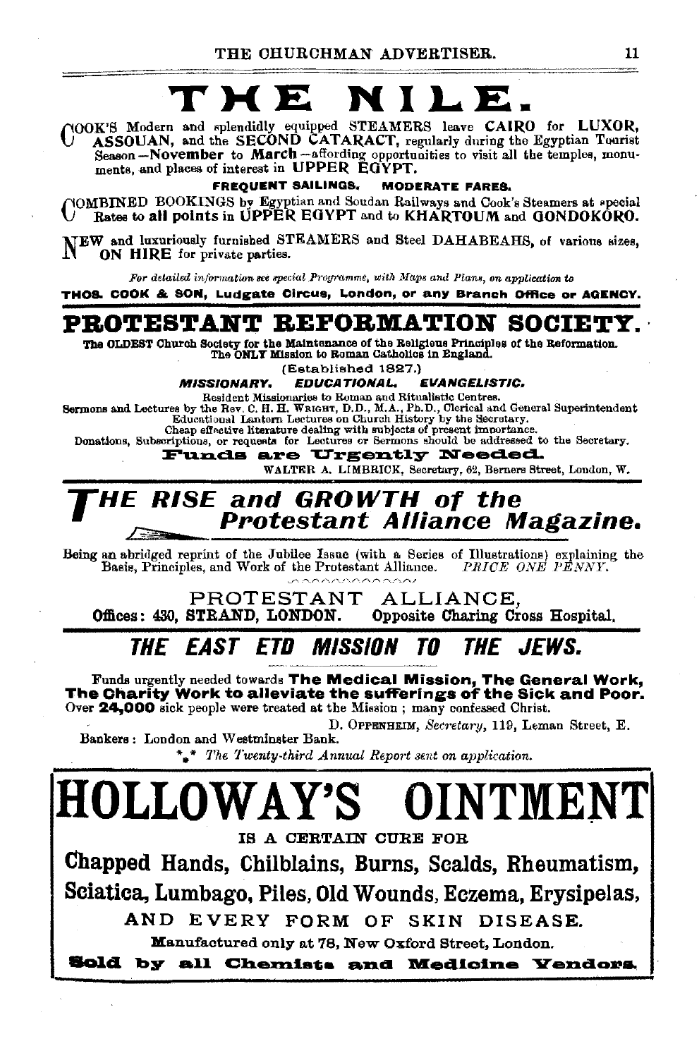# THE NILE.

COOK'S Modern and splendidly equipped STEAMERS leave **CAIRO** for **LUXOR, ASSOUAN,** and the **SECOND CATARACT,** regularly during the Egyptian Tourist Season—**November** to **March**—affording opportunities to visit all the temples, monuments, and places of interest in **UPPER EGYPT.**

**FREQUENT SAILINGS. MODERATE FARES.**

COMBINED BOOKINGS by Egyptian and Soudan Railways and Cook's Steamers at special Rates to **all points in UPPER EGYPT** and to **KHARTOUM** and **GONDOKORO.**

NEW and luxuriously furnished STEAMERS and Steel DAHABEAHS, of various sizes, **ON HIRE** for private parties.

*For detailed information see special Programme, with Maps and Plans, on application to*

**THOS. COOK & SON, Ludgate Circus, London, or any Branch Office or AGENCY.**

# PROTESTANT REFORMATION SOCIETY.

**The OLDEST Church Society for the Maintenance of the Religious Principles of the Reformation. The ONLY Mission to Roman Catholics in England.**

(Established 1827.)

***MISSIONARY. EDUCATIONAL. EVANGELISTIC.***

Resident Missionaries to Roman and Ritualistic Centres.
Sermons and Lectures by the Rev. C. H. H. WRIGHT, D.D., M.A., Ph.D., Clerical and General Superintendent
Educational Lantern Lectures on Church History by the Secretary.
Cheap effective literature dealing with subjects of present importance.
Donations, Subscriptions, or requests for Lectures or Sermons should be addressed to the Secretary.

**Funds are Urgently Needed.**

WALTER A. LIMBRICK, Secretary, 62, Berners Street, London, W.

# *THE RISE and GROWTH of the Protestant Alliance Magazine.*

Being an abridged reprint of the Jubilee Issue (with a Series of Illustrations) explaining the Basis, Principles, and Work of the Protestant Alliance. *PRICE ONE PENNY.*

PROTESTANT ALLIANCE,
**Offices: 430, STRAND, LONDON. Opposite Charing Cross Hospital.**

# *THE EAST END MISSION TO THE JEWS.*

Funds urgently needed towards **The Medical Mission, The General Work, The Charity Work to alleviate the sufferings of the Sick and Poor.** Over **24,000** sick people were treated at the Mission; many confessed Christ.

D. OPPENHEIM, *Secretary*, 119, Leman Street, E.

Bankers: London and Westminster Bank.

\*\*\* *The Twenty-third Annual Report sent on application.*

# HOLLOWAY'S OINTMENT

IS A CERTAIN CURE FOR

**Chapped Hands, Chilblains, Burns, Scalds, Rheumatism, Sciatica, Lumbago, Piles, Old Wounds, Eczema, Erysipelas,**

AND EVERY FORM OF SKIN DISEASE.

Manufactured only at 78, New Oxford Street, London.

**Sold by all Chemists and Medicine Vendors.**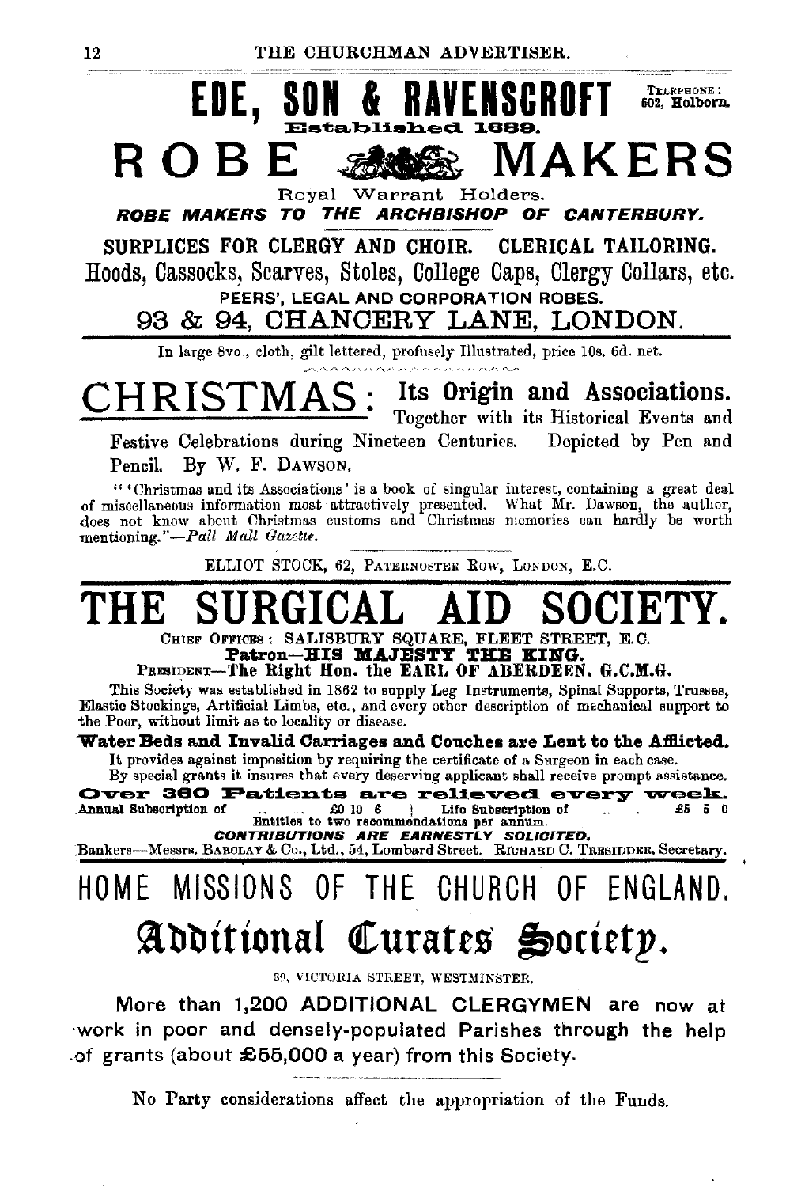# EDE, SON & RAVENSCROFT

TELEPHONE: 602, Holborn.

**Established 1689.**

# ROBE MAKERS

Royal Warrant Holders.

***ROBE MAKERS TO THE ARCHBISHOP OF CANTERBURY.***

**SURPLICES FOR CLERGY AND CHOIR. CLERICAL TAILORING.**

**Hoods, Cassocks, Scarves, Stoles, College Caps, Clergy Collars, etc.**

**PEERS', LEGAL AND CORPORATION ROBES.**

**93 & 94, CHANCERY LANE, LONDON.**

---

In large 8vo., cloth, gilt lettered, profusely Illustrated, price 10s. 6d. net.

# CHRISTMAS: Its Origin and Associations.

Together with its Historical Events and Festive Celebrations during Nineteen Centuries. Depicted by Pen and Pencil. By W. F. DAWSON.

"'Christmas and its Associations' is a book of singular interest, containing a great deal of miscellaneous information most attractively presented. What Mr. Dawson, the author, does not know about Christmas customs and Christmas memories can hardly be worth mentioning."—*Pall Mall Gazette.*

ELLIOT STOCK, 62, PATERNOSTER ROW, LONDON, E.C.

---

# THE SURGICAL AID SOCIETY.

CHIEF OFFICES: SALISBURY SQUARE, FLEET STREET, E.C.

**Patron—HIS MAJESTY THE KING.**

PRESIDENT—**The Right Hon. the EARL OF ABERDEEN, G.C.M.G.**

This Society was established in 1862 to supply Leg Instruments, Spinal Supports, Trusses, Elastic Stockings, Artificial Limbs, etc., and every other description of mechanical support to the Poor, without limit as to locality or disease.

**Water Beds and Invalid Carriages and Couches are Lent to the Afflicted.**

It provides against imposition by requiring the certificate of a Surgeon in each case.

By special grants it insures that every deserving applicant shall receive prompt assistance.

**Over 360 Patients are relieved every week.**

Annual Subscription of ... ... £0 10 6 | Life Subscription of ... . £5 5 0

Entitles to two recommendations per annum.

***CONTRIBUTIONS ARE EARNESTLY SOLICITED.***

Bankers—Messrs. BARCLAY & Co., Ltd., 54, Lombard Street. RICHARD C. TRESIDDER, Secretary.

---

# HOME MISSIONS OF THE CHURCH OF ENGLAND.

# Additional Curates' Society.

39, VICTORIA STREET, WESTMINSTER.

More than 1,200 ADDITIONAL CLERGYMEN are now at work in poor and densely-populated Parishes through the help of grants (about £55,000 a year) from this Society.

No Party considerations affect the appropriation of the Funds.